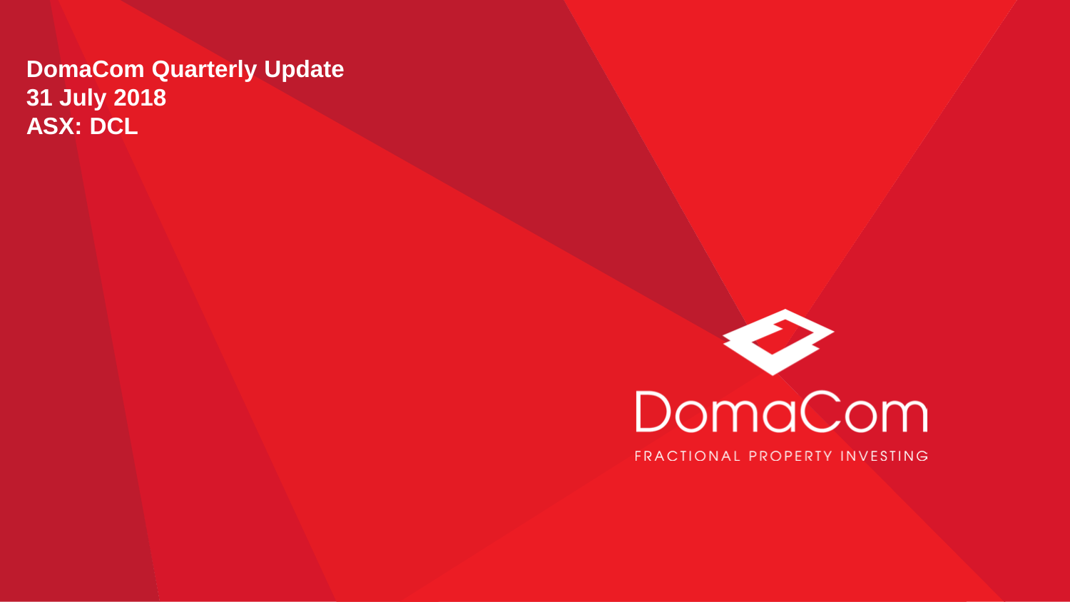# DomaCom Quarterly Update
# 31 July 2018
# ASX: DCL

DomaCom

FRACTIONAL PROPERTY INVESTING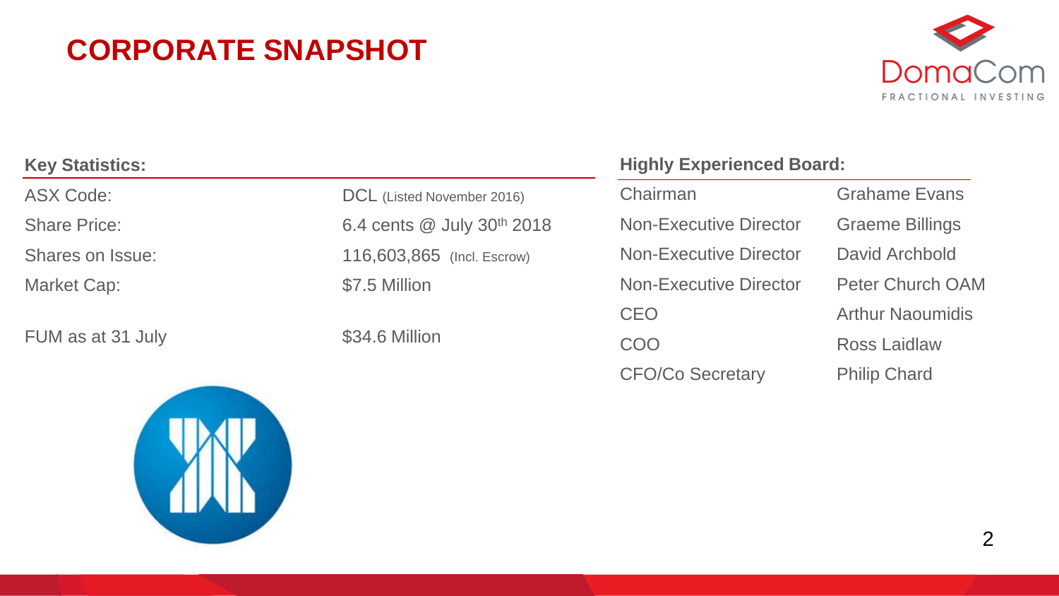# CORPORATE SNAPSHOT

## Key Statistics:

| | |
|---|---|
| ASX Code: | DCL (Listed November 2016) |
| Share Price: | 6.4 cents @ July 30th 2018 |
| Shares on Issue: | 116,603,865 (Incl. Escrow) |
| Market Cap: | $7.5 Million |
| FUM as at 31 July | $34.6 Million |

## Highly Experienced Board:

| | |
|---|---|
| Chairman | Grahame Evans |
| Non-Executive Director | Graeme Billings |
| Non-Executive Director | David Archbold |
| Non-Executive Director | Peter Church OAM |
| CEO | Arthur Naoumidis |
| COO | Ross Laidlaw |
| CFO/Co Secretary | Philip Chard |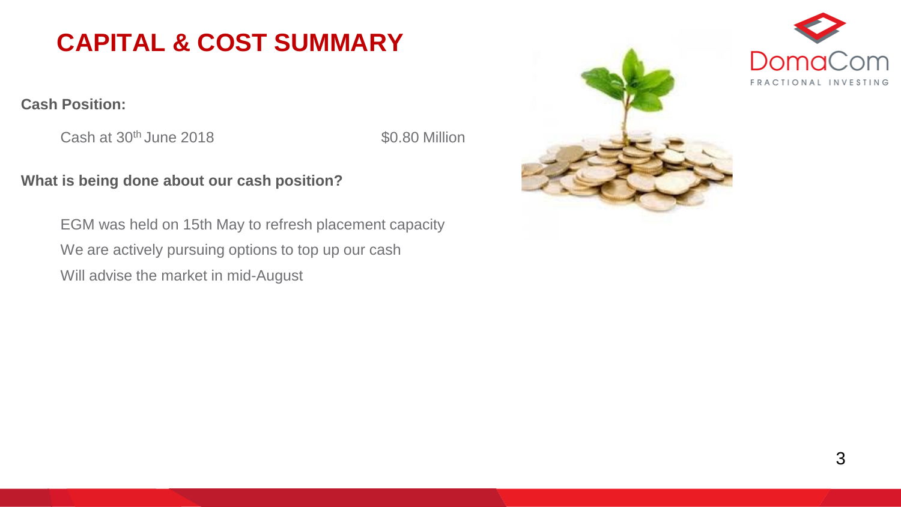# CAPITAL & COST SUMMARY

**Cash Position:**

Cash at 30th June 2018 $0.80 Million

**What is being done about our cash position?**

EGM was held on 15th May to refresh placement capacity

We are actively pursuing options to top up our cash

Will advise the market in mid-August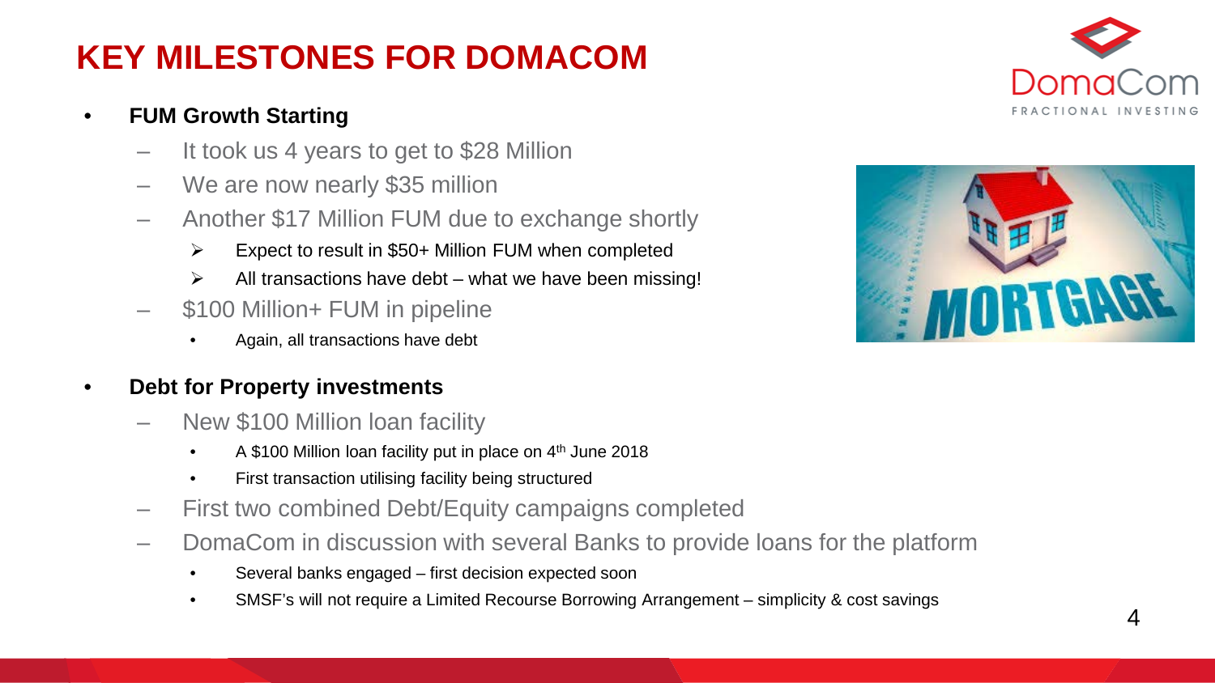# KEY MILESTONES FOR DOMACOM

- **FUM Growth Starting**
  - It took us 4 years to get to $28 Million
  - We are now nearly $35 million
  - Another $17 Million FUM due to exchange shortly
    - Expect to result in $50+ Million FUM when completed
    - All transactions have debt – what we have been missing!
  - $100 Million+ FUM in pipeline
    - Again, all transactions have debt

- **Debt for Property investments**
  - New $100 Million loan facility
    - A $100 Million loan facility put in place on 4th June 2018
    - First transaction utilising facility being structured
  - First two combined Debt/Equity campaigns completed
  - DomaCom in discussion with several Banks to provide loans for the platform
    - Several banks engaged – first decision expected soon
    - SMSF's will not require a Limited Recourse Borrowing Arrangement – simplicity & cost savings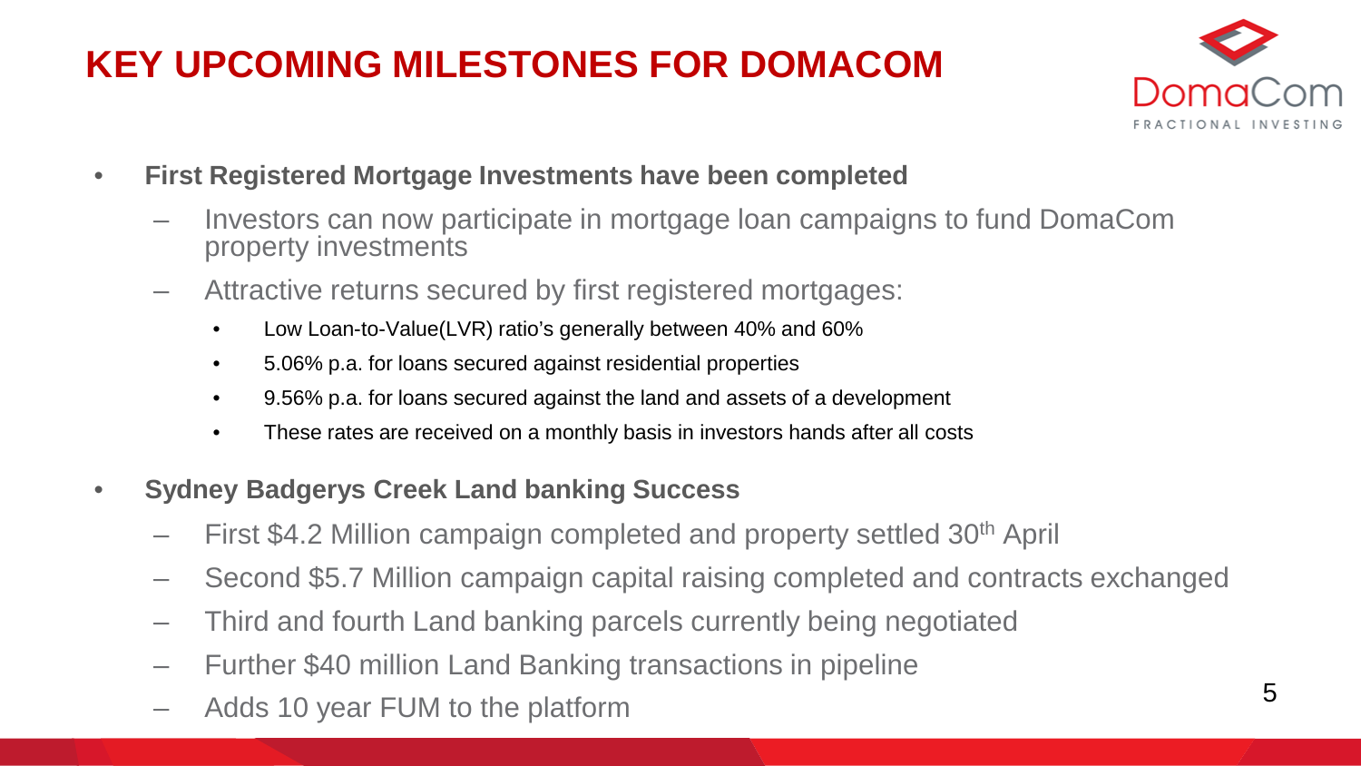# KEY UPCOMING MILESTONES FOR DOMACOM

- **First Registered Mortgage Investments have been completed**
  - Investors can now participate in mortgage loan campaigns to fund DomaCom property investments
  - Attractive returns secured by first registered mortgages:
    - Low Loan-to-Value(LVR) ratio's generally between 40% and 60%
    - 5.06% p.a. for loans secured against residential properties
    - 9.56% p.a. for loans secured against the land and assets of a development
    - These rates are received on a monthly basis in investors hands after all costs
- **Sydney Badgerys Creek Land banking Success**
  - First $4.2 Million campaign completed and property settled 30th April
  - Second $5.7 Million campaign capital raising completed and contracts exchanged
  - Third and fourth Land banking parcels currently being negotiated
  - Further $40 million Land Banking transactions in pipeline
  - Adds 10 year FUM to the platform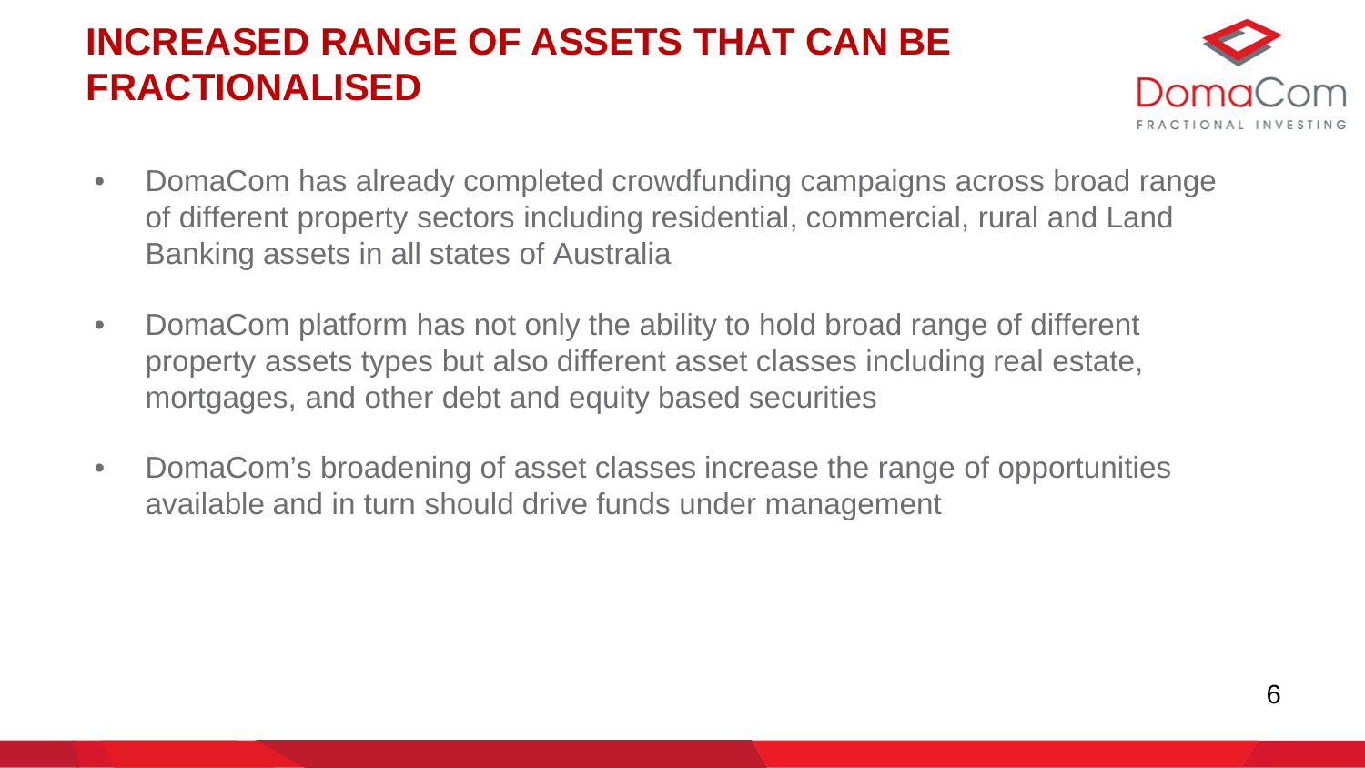# INCREASED RANGE OF ASSETS THAT CAN BE FRACTIONALISED

- DomaCom has already completed crowdfunding campaigns across broad range of different property sectors including residential, commercial, rural and Land Banking assets in all states of Australia
- DomaCom platform has not only the ability to hold broad range of different property assets types but also different asset classes including real estate, mortgages, and other debt and equity based securities
- DomaCom's broadening of asset classes increase the range of opportunities available and in turn should drive funds under management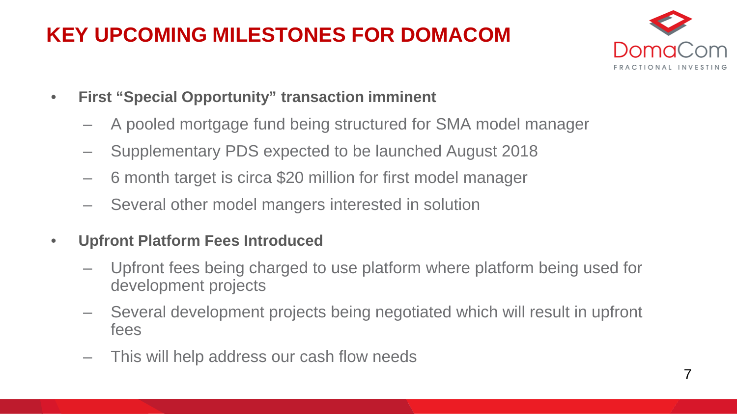# KEY UPCOMING MILESTONES FOR DOMACOM

- **First "Special Opportunity" transaction imminent**
  - A pooled mortgage fund being structured for SMA model manager
  - Supplementary PDS expected to be launched August 2018
  - 6 month target is circa $20 million for first model manager
  - Several other model mangers interested in solution
- **Upfront Platform Fees Introduced**
  - Upfront fees being charged to use platform where platform being used for development projects
  - Several development projects being negotiated which will result in upfront fees
  - This will help address our cash flow needs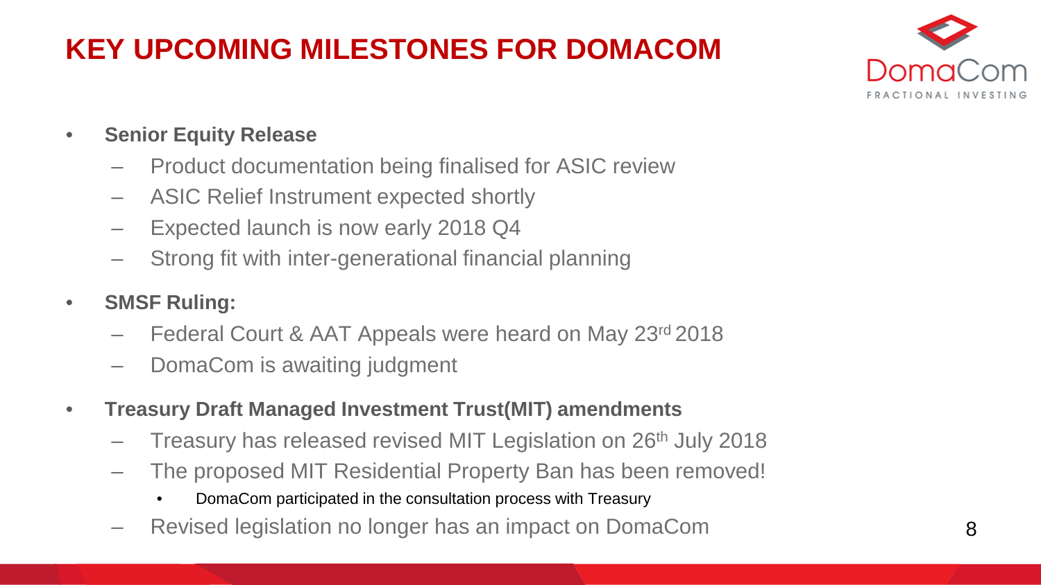# KEY UPCOMING MILESTONES FOR DOMACOM

- **Senior Equity Release**
  - Product documentation being finalised for ASIC review
  - ASIC Relief Instrument expected shortly
  - Expected launch is now early 2018 Q4
  - Strong fit with inter-generational financial planning
- **SMSF Ruling:**
  - Federal Court & AAT Appeals were heard on May 23rd 2018
  - DomaCom is awaiting judgment
- **Treasury Draft Managed Investment Trust(MIT) amendments**
  - Treasury has released revised MIT Legislation on 26th July 2018
  - The proposed MIT Residential Property Ban has been removed!
    - DomaCom participated in the consultation process with Treasury
  - Revised legislation no longer has an impact on DomaCom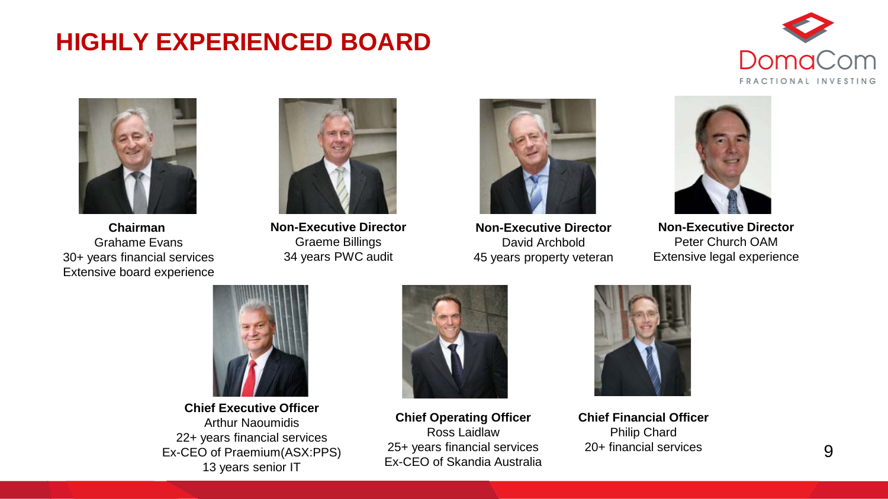# HIGHLY EXPERIENCED BOARD

DomaCom
FRACTIONAL INVESTING

**Chairman**
Grahame Evans
30+ years financial services
Extensive board experience

**Non-Executive Director**
Graeme Billings
34 years PWC audit

**Non-Executive Director**
David Archbold
45 years property veteran

**Non-Executive Director**
Peter Church OAM
Extensive legal experience

**Chief Executive Officer**
Arthur Naoumidis
22+ years financial services
Ex-CEO of Praemium(ASX:PPS)
13 years senior IT

**Chief Operating Officer**
Ross Laidlaw
25+ years financial services
Ex-CEO of Skandia Australia

**Chief Financial Officer**
Philip Chard
20+ financial services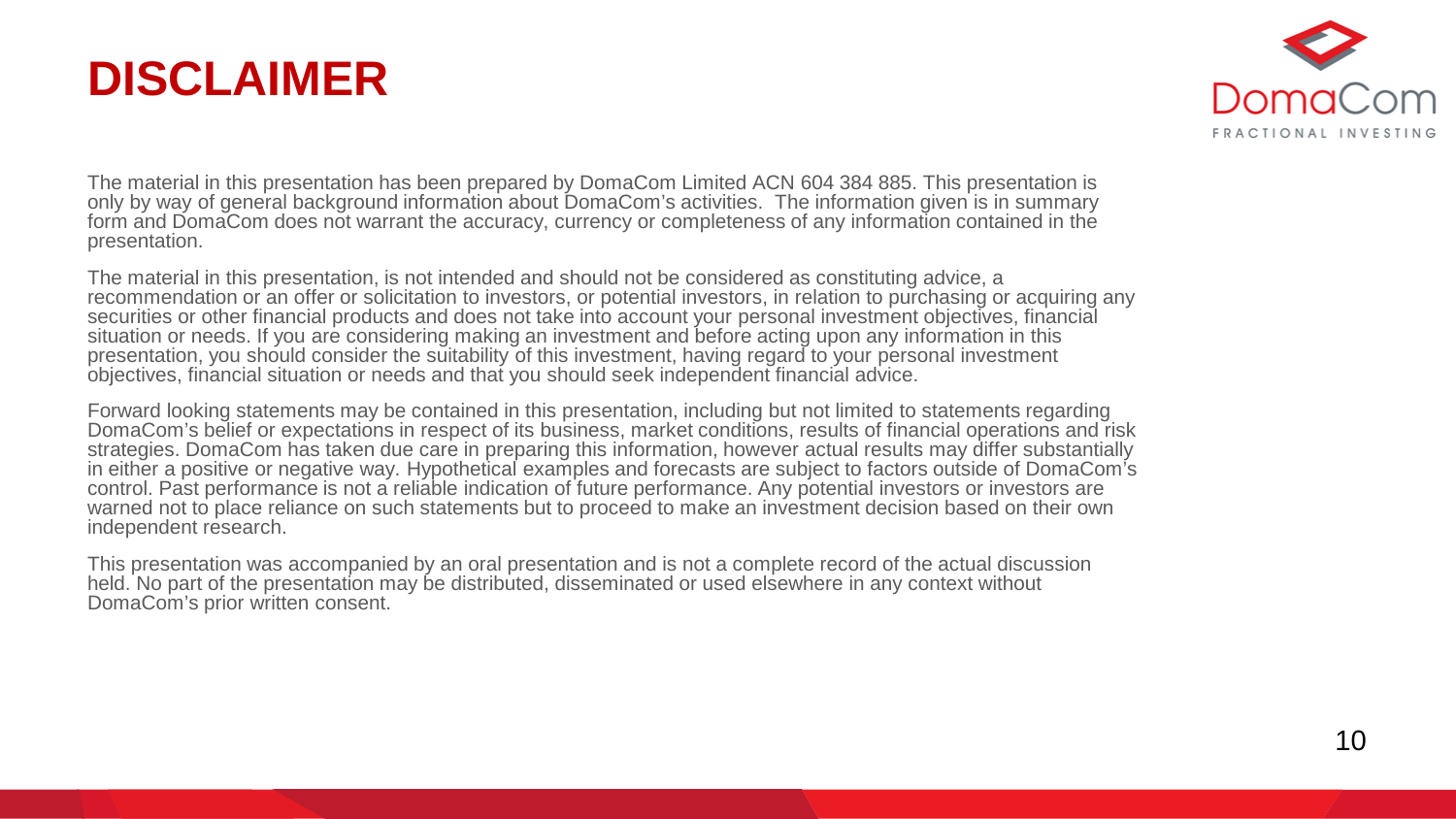# DISCLAIMER

DomaCom
FRACTIONAL INVESTING

The material in this presentation has been prepared by DomaCom Limited ACN 604 384 885. This presentation is only by way of general background information about DomaCom's activities. The information given is in summary form and DomaCom does not warrant the accuracy, currency or completeness of any information contained in the presentation.

The material in this presentation, is not intended and should not be considered as constituting advice, a recommendation or an offer or solicitation to investors, or potential investors, in relation to purchasing or acquiring any securities or other financial products and does not take into account your personal investment objectives, financial situation or needs. If you are considering making an investment and before acting upon any information in this presentation, you should consider the suitability of this investment, having regard to your personal investment objectives, financial situation or needs and that you should seek independent financial advice.

Forward looking statements may be contained in this presentation, including but not limited to statements regarding DomaCom's belief or expectations in respect of its business, market conditions, results of financial operations and risk strategies. DomaCom has taken due care in preparing this information, however actual results may differ substantially in either a positive or negative way. Hypothetical examples and forecasts are subject to factors outside of DomaCom's control. Past performance is not a reliable indication of future performance. Any potential investors or investors are warned not to place reliance on such statements but to proceed to make an investment decision based on their own independent research.

This presentation was accompanied by an oral presentation and is not a complete record of the actual discussion held. No part of the presentation may be distributed, disseminated or used elsewhere in any context without DomaCom's prior written consent.